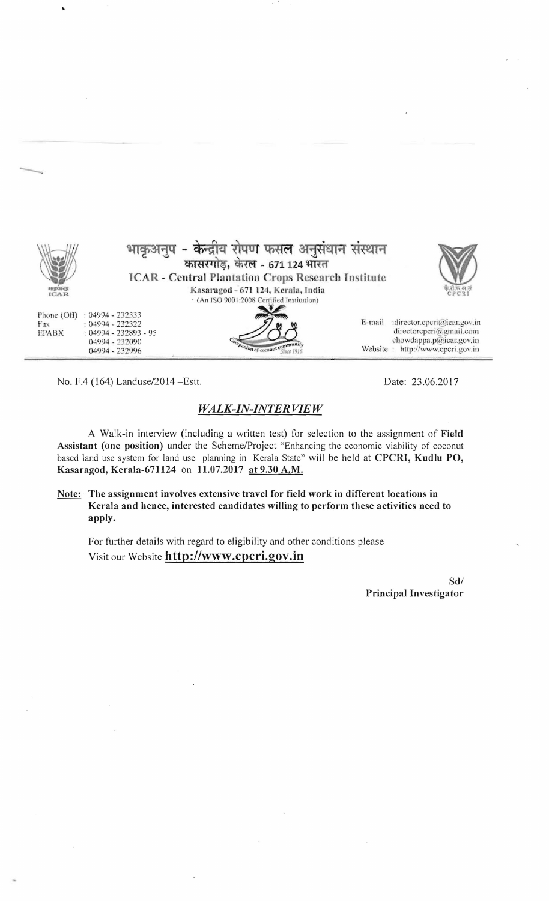भाकृअनुप - केन्द्रीय रोपण फसल अनुसंधान संस्थान
कासरगोड़, केरल - 671 124 भारत

**ICAR - Central Plantation Crops Research Institute**

Kasaragod - 671 124, Kerala, India

(An ISO 9001:2008 Certified Institution)

Phone (Off) : 04994 - 232333
Fax : 04994 - 232322
EPABX : 04994 - 232893 - 95
04994 - 232090
04994 - 232996

E-mail : director.cpcri@icar.gov.in
directorcpcri@gmail.com
chowdappa.p@icar.gov.in
Website : http://www.cpcri.gov.in

No. F.4 (164) Landuse/2014 –Estt.

Date: 23.06.2017

## *WALK-IN-INTERVIEW*

A Walk-in interview (including a written test) for selection to the assignment of **Field Assistant (one position)** under the Scheme/Project "Enhancing the economic viability of coconut based land use system for land use planning in Kerala State" will be held at **CPCRI, Kudlu PO, Kasaragod, Kerala-671124** on **11.07.2017** **at 9.30 A.M.**

**Note: The assignment involves extensive travel for field work in different locations in Kerala and hence, interested candidates willing to perform these activities need to apply.**

For further details with regard to eligibility and other conditions please Visit our Website **http://www.cpcri.gov.in**

Sd/
**Principal Investigator**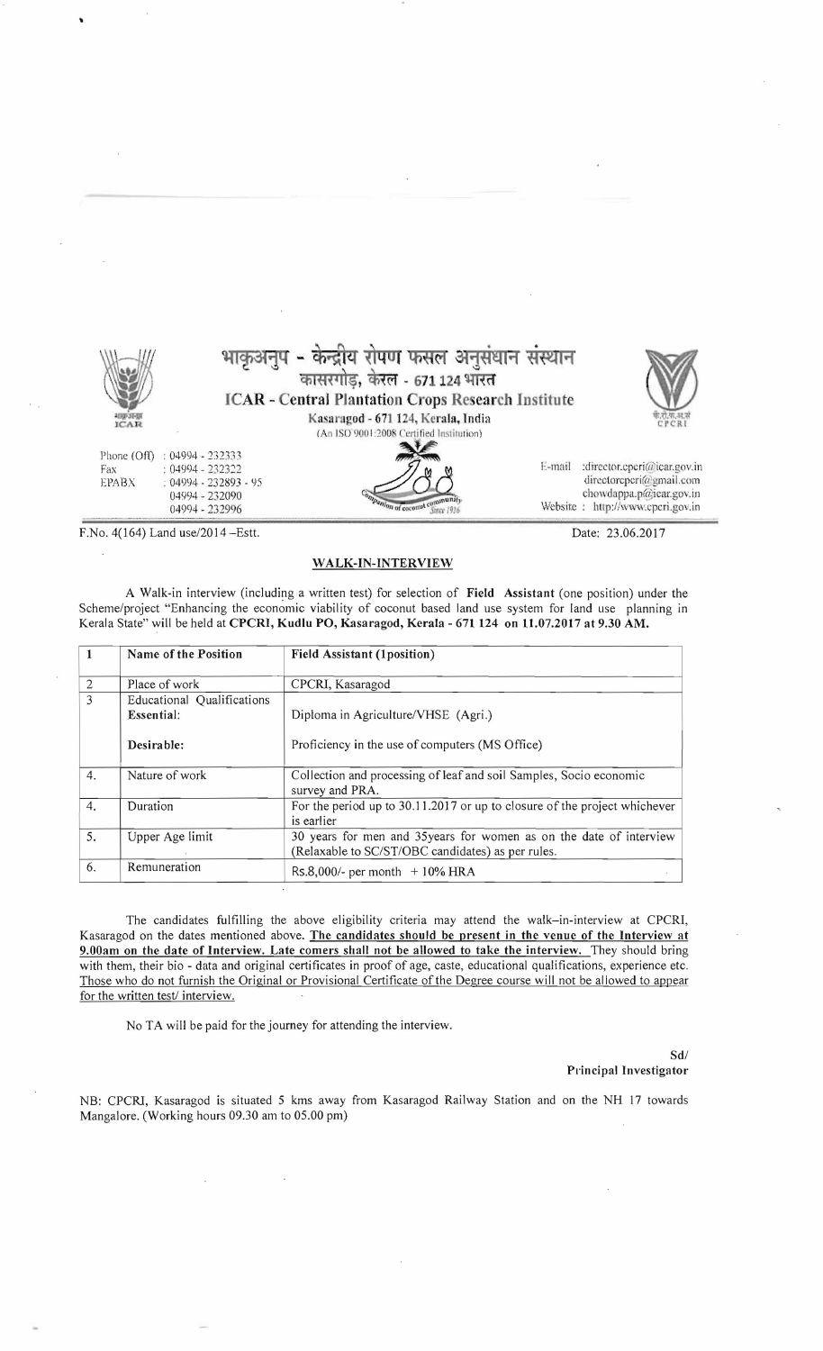भाकृअनुप - केन्द्रीय रोपण फसल अनुसंधान संस्थान
कासरगोड़, केरल - 671 124 भारत

**ICAR - Central Plantation Crops Research Institute**

Kasaragod - 671 124, Kerala, India
(An ISO 9001:2008 Certified Institution)

Phone (Off) : 04994 - 232333
Fax : 04994 - 232322
EPABX : 04994 - 232893 - 95
04994 - 232090
04994 - 232996

E-mail : director.cpcri@icar.gov.in
directorcpcri@gmail.com
chowdappa.p@icar.gov.in
Website : http://www.cpcri.gov.in

F.No. 4(164) Land use/2014 –Estt.

Date: 23.06.2017

## WALK-IN-INTERVIEW

A Walk-in interview (including a written test) for selection of **Field Assistant** (one position) under the Scheme/project "Enhancing the economic viability of coconut based land use system for land use planning in Kerala State" will be held at **CPCRI, Kudlu PO, Kasaragod, Kerala - 671 124 on 11.07.2017 at 9.30 AM.**

| 1 | **Name of the Position** | **Field Assistant (1position)** |
|---|---|---|
| 2 | Place of work | CPCRI, Kasaragod |
| 3 | Educational Qualifications **Essential:** | Diploma in Agriculture/VHSE (Agri.) |
| | **Desirable:** | Proficiency in the use of computers (MS Office) |
| 4. | Nature of work | Collection and processing of leaf and soil Samples, Socio economic survey and PRA. |
| 4. | Duration | For the period up to 30.11.2017 or up to closure of the project whichever is earlier |
| 5. | Upper Age limit | 30 years for men and 35years for women as on the date of interview (Relaxable to SC/ST/OBC candidates) as per rules. |
| 6. | Remuneration | Rs.8,000/- per month + 10% HRA |

The candidates fulfilling the above eligibility criteria may attend the walk–in-interview at CPCRI, Kasaragod on the dates mentioned above. **The candidates should be present in the venue of the Interview at 9.00am on the date of Interview. Late comers shall not be allowed to take the interview.** They should bring with them, their bio - data and original certificates in proof of age, caste, educational qualifications, experience etc. Those who do not furnish the Original or Provisional Certificate of the Degree course will not be allowed to appear for the written test/ interview.

No TA will be paid for the journey for attending the interview.

Sd/
**Principal Investigator**

NB: CPCRI, Kasaragod is situated 5 kms away from Kasaragod Railway Station and on the NH 17 towards Mangalore. (Working hours 09.30 am to 05.00 pm)